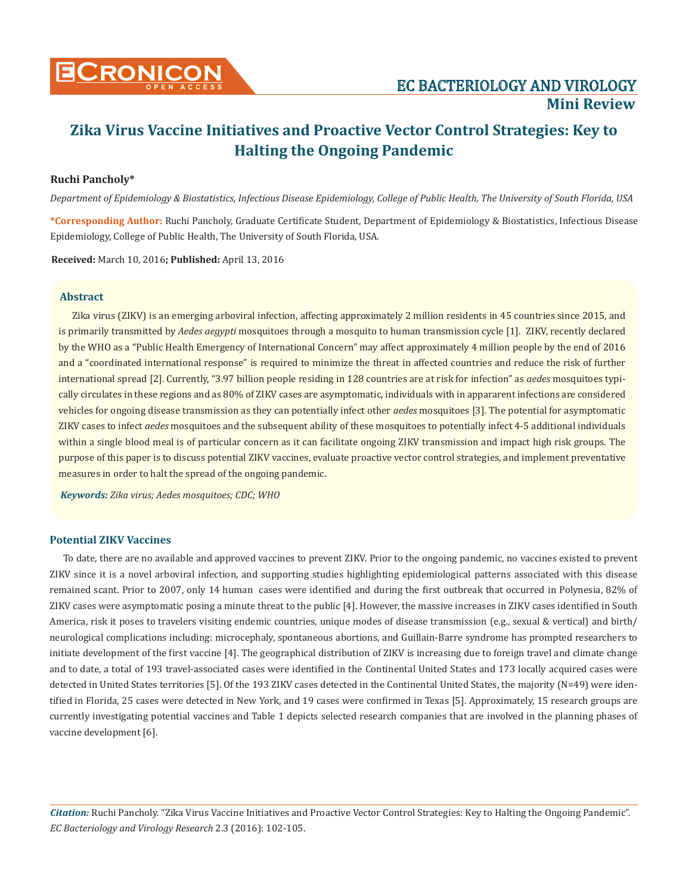# Zika Virus Vaccine Initiatives and Proactive Vector Control Strategies: Key to Halting the Ongoing Pandemic

**Ruchi Pancholy***

*Department of Epidemiology & Biostatistics, Infectious Disease Epidemiology, College of Public Health, The University of South Florida, USA*

**\*Corresponding Author:** Ruchi Pancholy, Graduate Certificate Student, Department of Epidemiology & Biostatistics, Infectious Disease Epidemiology, College of Public Health, The University of South Florida, USA.

**Received:** March 10, 2016**; Published:** April 13, 2016

## Abstract

Zika virus (ZIKV) is an emerging arboviral infection, affecting approximately 2 million residents in 45 countries since 2015, and is primarily transmitted by *Aedes aegypti* mosquitoes through a mosquito to human transmission cycle [1]. ZIKV, recently declared by the WHO as a "Public Health Emergency of International Concern" may affect approximately 4 million people by the end of 2016 and a "coordinated international response" is required to minimize the threat in affected countries and reduce the risk of further international spread [2]. Currently, "3.97 billion people residing in 128 countries are at risk for infection" as *aedes* mosquitoes typically circulates in these regions and as 80% of ZIKV cases are asymptomatic, individuals with in appararent infections are considered vehicles for ongoing disease transmission as they can potentially infect other *aedes* mosquitoes [3]. The potential for asymptomatic ZIKV cases to infect *aedes* mosquitoes and the subsequent ability of these mosquitoes to potentially infect 4-5 additional individuals within a single blood meal is of particular concern as it can facilitate ongoing ZIKV transmission and impact high risk groups. The purpose of this paper is to discuss potential ZIKV vaccines, evaluate proactive vector control strategies, and implement preventative measures in order to halt the spread of the ongoing pandemic.

***Keywords:*** *Zika virus; Aedes mosquitoes; CDC; WHO*

## Potential ZIKV Vaccines

To date, there are no available and approved vaccines to prevent ZIKV. Prior to the ongoing pandemic, no vaccines existed to prevent ZIKV since it is a novel arboviral infection, and supporting studies highlighting epidemiological patterns associated with this disease remained scant. Prior to 2007, only 14 human cases were identified and during the first outbreak that occurred in Polynesia, 82% of ZIKV cases were asymptomatic posing a minute threat to the public [4]. However, the massive increases in ZIKV cases identified in South America, risk it poses to travelers visiting endemic countries, unique modes of disease transmission (e.g., sexual & vertical) and birth/neurological complications including: microcephaly, spontaneous abortions, and Guillain-Barre syndrome has prompted researchers to initiate development of the first vaccine [4]. The geographical distribution of ZIKV is increasing due to foreign travel and climate change and to date, a total of 193 travel-associated cases were identified in the Continental United States and 173 locally acquired cases were detected in United States territories [5]. Of the 193 ZIKV cases detected in the Continental United States, the majority (N=49) were identified in Florida, 25 cases were detected in New York, and 19 cases were confirmed in Texas [5]. Approximately, 15 research groups are currently investigating potential vaccines and Table 1 depicts selected research companies that are involved in the planning phases of vaccine development [6].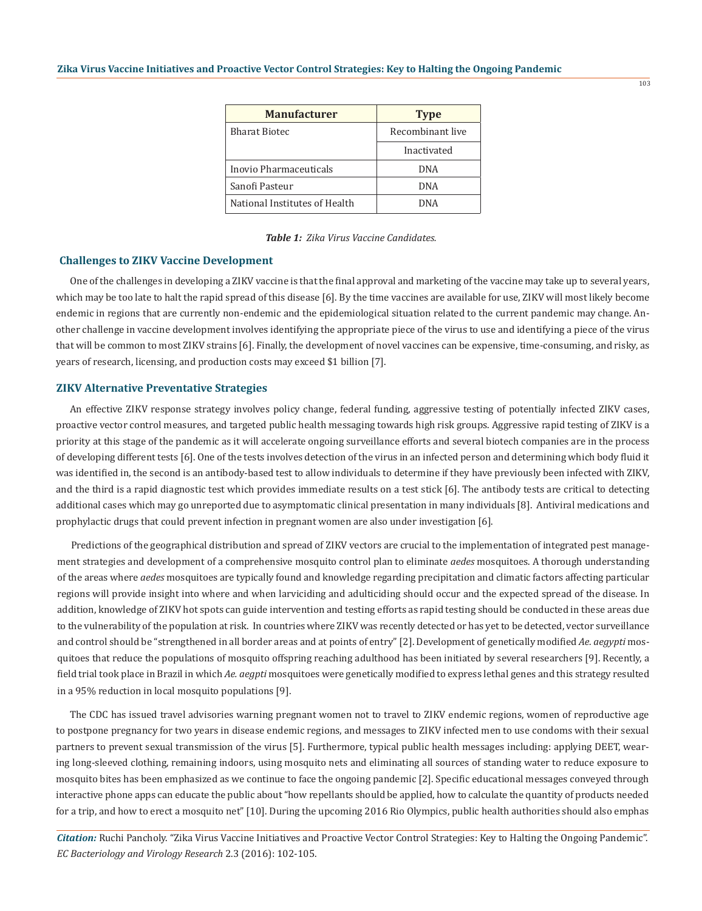| Manufacturer | Type |
|---|---|
| Bharat Biotec | Recombinant live |
| | Inactivated |
| Inovio Pharmaceuticals | DNA |
| Sanofi Pasteur | DNA |
| National Institutes of Health | DNA |

***Table 1:*** *Zika Virus Vaccine Candidates.*

## Challenges to ZIKV Vaccine Development

One of the challenges in developing a ZIKV vaccine is that the final approval and marketing of the vaccine may take up to several years, which may be too late to halt the rapid spread of this disease [6]. By the time vaccines are available for use, ZIKV will most likely become endemic in regions that are currently non-endemic and the epidemiological situation related to the current pandemic may change. Another challenge in vaccine development involves identifying the appropriate piece of the virus to use and identifying a piece of the virus that will be common to most ZIKV strains [6]. Finally, the development of novel vaccines can be expensive, time-consuming, and risky, as years of research, licensing, and production costs may exceed $1 billion [7].

## ZIKV Alternative Preventative Strategies

An effective ZIKV response strategy involves policy change, federal funding, aggressive testing of potentially infected ZIKV cases, proactive vector control measures, and targeted public health messaging towards high risk groups. Aggressive rapid testing of ZIKV is a priority at this stage of the pandemic as it will accelerate ongoing surveillance efforts and several biotech companies are in the process of developing different tests [6]. One of the tests involves detection of the virus in an infected person and determining which body fluid it was identified in, the second is an antibody-based test to allow individuals to determine if they have previously been infected with ZIKV, and the third is a rapid diagnostic test which provides immediate results on a test stick [6]. The antibody tests are critical to detecting additional cases which may go unreported due to asymptomatic clinical presentation in many individuals [8]. Antiviral medications and prophylactic drugs that could prevent infection in pregnant women are also under investigation [6].

Predictions of the geographical distribution and spread of ZIKV vectors are crucial to the implementation of integrated pest management strategies and development of a comprehensive mosquito control plan to eliminate *aedes* mosquitoes. A thorough understanding of the areas where *aedes* mosquitoes are typically found and knowledge regarding precipitation and climatic factors affecting particular regions will provide insight into where and when larviciding and adulticiding should occur and the expected spread of the disease. In addition, knowledge of ZIKV hot spots can guide intervention and testing efforts as rapid testing should be conducted in these areas due to the vulnerability of the population at risk. In countries where ZIKV was recently detected or has yet to be detected, vector surveillance and control should be "strengthened in all border areas and at points of entry" [2]. Development of genetically modified *Ae. aegypti* mosquitoes that reduce the populations of mosquito offspring reaching adulthood has been initiated by several researchers [9]. Recently, a field trial took place in Brazil in which *Ae. aegpti* mosquitoes were genetically modified to express lethal genes and this strategy resulted in a 95% reduction in local mosquito populations [9].

The CDC has issued travel advisories warning pregnant women not to travel to ZIKV endemic regions, women of reproductive age to postpone pregnancy for two years in disease endemic regions, and messages to ZIKV infected men to use condoms with their sexual partners to prevent sexual transmission of the virus [5]. Furthermore, typical public health messages including: applying DEET, wearing long-sleeved clothing, remaining indoors, using mosquito nets and eliminating all sources of standing water to reduce exposure to mosquito bites has been emphasized as we continue to face the ongoing pandemic [2]. Specific educational messages conveyed through interactive phone apps can educate the public about "how repellants should be applied, how to calculate the quantity of products needed for a trip, and how to erect a mosquito net" [10]. During the upcoming 2016 Rio Olympics, public health authorities should also emphas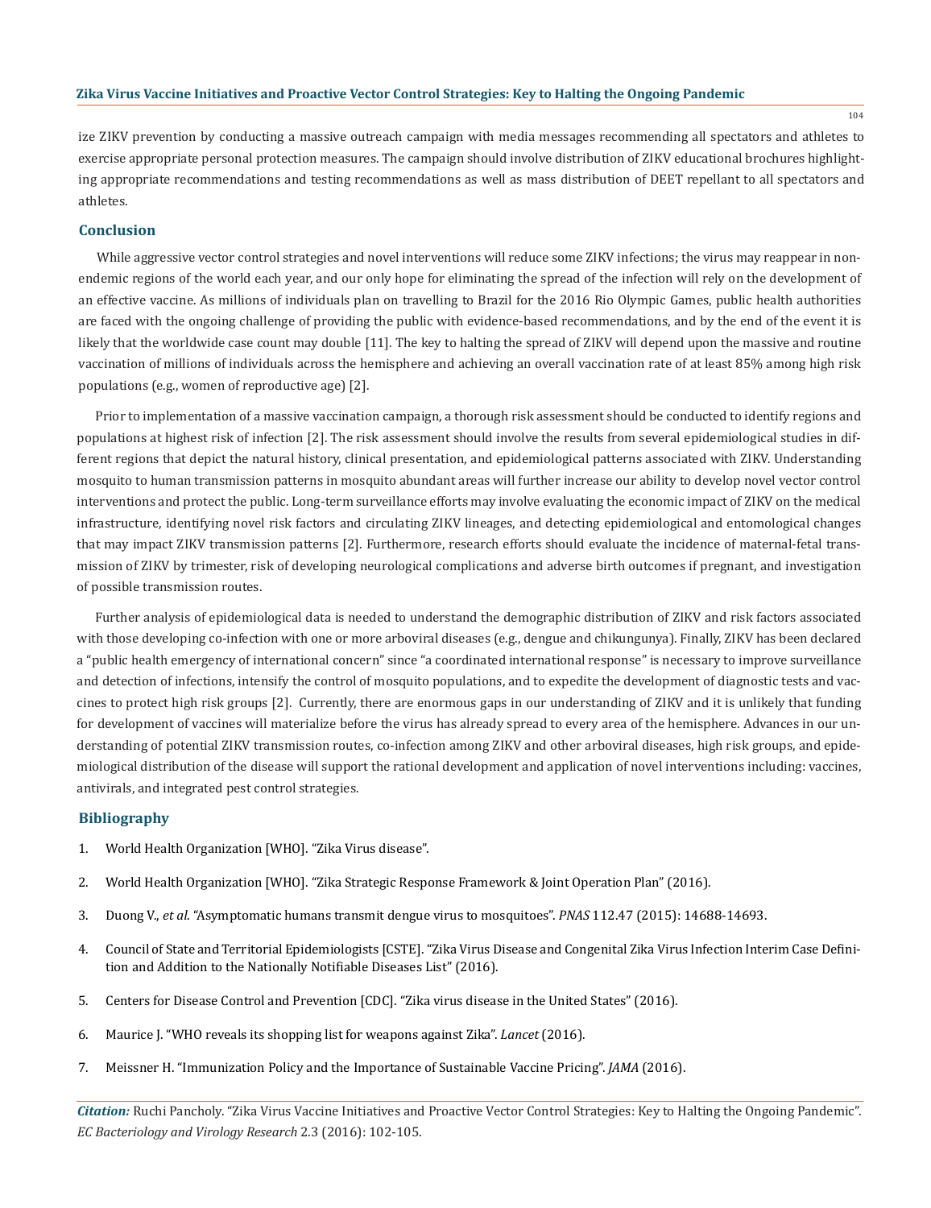ize ZIKV prevention by conducting a massive outreach campaign with media messages recommending all spectators and athletes to exercise appropriate personal protection measures. The campaign should involve distribution of ZIKV educational brochures highlighting appropriate recommendations and testing recommendations as well as mass distribution of DEET repellant to all spectators and athletes.

## Conclusion

While aggressive vector control strategies and novel interventions will reduce some ZIKV infections; the virus may reappear in non-endemic regions of the world each year, and our only hope for eliminating the spread of the infection will rely on the development of an effective vaccine. As millions of individuals plan on travelling to Brazil for the 2016 Rio Olympic Games, public health authorities are faced with the ongoing challenge of providing the public with evidence-based recommendations, and by the end of the event it is likely that the worldwide case count may double [11]. The key to halting the spread of ZIKV will depend upon the massive and routine vaccination of millions of individuals across the hemisphere and achieving an overall vaccination rate of at least 85% among high risk populations (e.g., women of reproductive age) [2].

Prior to implementation of a massive vaccination campaign, a thorough risk assessment should be conducted to identify regions and populations at highest risk of infection [2]. The risk assessment should involve the results from several epidemiological studies in different regions that depict the natural history, clinical presentation, and epidemiological patterns associated with ZIKV. Understanding mosquito to human transmission patterns in mosquito abundant areas will further increase our ability to develop novel vector control interventions and protect the public. Long-term surveillance efforts may involve evaluating the economic impact of ZIKV on the medical infrastructure, identifying novel risk factors and circulating ZIKV lineages, and detecting epidemiological and entomological changes that may impact ZIKV transmission patterns [2]. Furthermore, research efforts should evaluate the incidence of maternal-fetal transmission of ZIKV by trimester, risk of developing neurological complications and adverse birth outcomes if pregnant, and investigation of possible transmission routes.

Further analysis of epidemiological data is needed to understand the demographic distribution of ZIKV and risk factors associated with those developing co-infection with one or more arboviral diseases (e.g., dengue and chikungunya). Finally, ZIKV has been declared a "public health emergency of international concern" since "a coordinated international response" is necessary to improve surveillance and detection of infections, intensify the control of mosquito populations, and to expedite the development of diagnostic tests and vaccines to protect high risk groups [2]. Currently, there are enormous gaps in our understanding of ZIKV and it is unlikely that funding for development of vaccines will materialize before the virus has already spread to every area of the hemisphere. Advances in our understanding of potential ZIKV transmission routes, co-infection among ZIKV and other arboviral diseases, high risk groups, and epidemiological distribution of the disease will support the rational development and application of novel interventions including: vaccines, antivirals, and integrated pest control strategies.

## Bibliography

1. World Health Organization [WHO]. "Zika Virus disease".
2. World Health Organization [WHO]. "Zika Strategic Response Framework & Joint Operation Plan" (2016).
3. Duong V., *et al*. "Asymptomatic humans transmit dengue virus to mosquitoes". *PNAS* 112.47 (2015): 14688-14693.
4. Council of State and Territorial Epidemiologists [CSTE]. "Zika Virus Disease and Congenital Zika Virus Infection Interim Case Definition and Addition to the Nationally Notifiable Diseases List" (2016).
5. Centers for Disease Control and Prevention [CDC]. "Zika virus disease in the United States" (2016).
6. Maurice J. "WHO reveals its shopping list for weapons against Zika". *Lancet* (2016).
7. Meissner H. "Immunization Policy and the Importance of Sustainable Vaccine Pricing". *JAMA* (2016).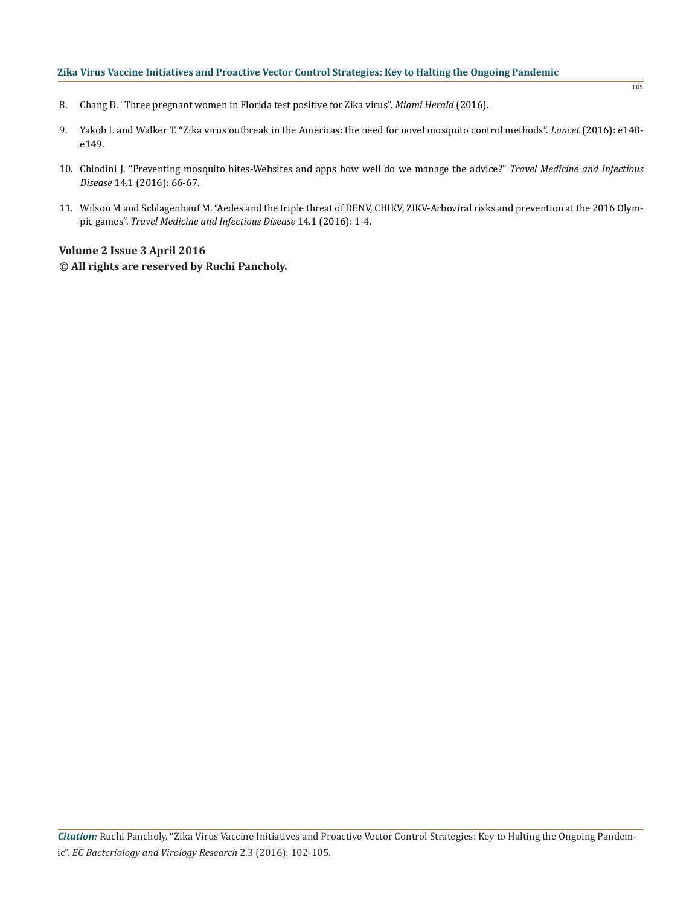8. Chang D. "Three pregnant women in Florida test positive for Zika virus". *Miami Herald* (2016).

9. Yakob L and Walker T. "Zika virus outbreak in the Americas: the need for novel mosquito control methods". *Lancet* (2016): e148-e149.

10. Chiodini J. "Preventing mosquito bites-Websites and apps how well do we manage the advice?" *Travel Medicine and Infectious Disease* 14.1 (2016): 66-67.

11. Wilson M and Schlagenhauf M. "Aedes and the triple threat of DENV, CHIKV, ZIKV-Arboviral risks and prevention at the 2016 Olympic games". *Travel Medicine and Infectious Disease* 14.1 (2016): 1-4.

**Volume 2 Issue 3 April 2016**
**© All rights are reserved by Ruchi Pancholy.**